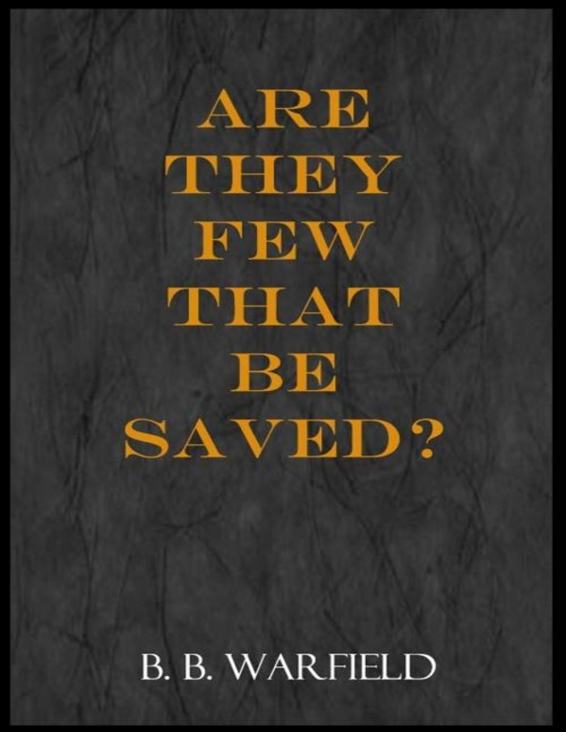# ARE THEY FEW THAT BE SAVED?

B. B. WARFIELD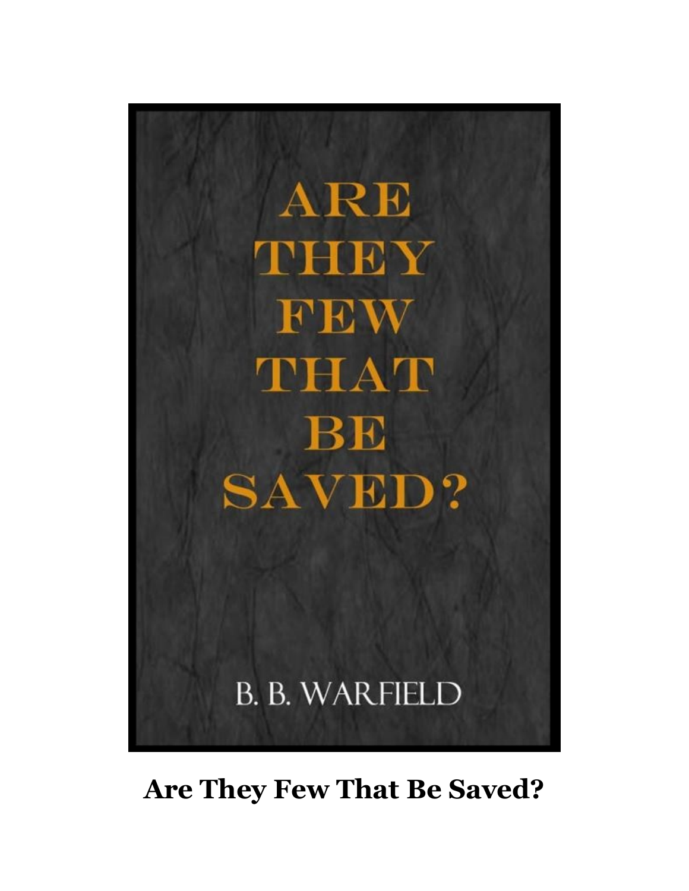# ARE THEY FEW THAT BE SAVED?

B. B. WARFIELD

**Are They Few That Be Saved?**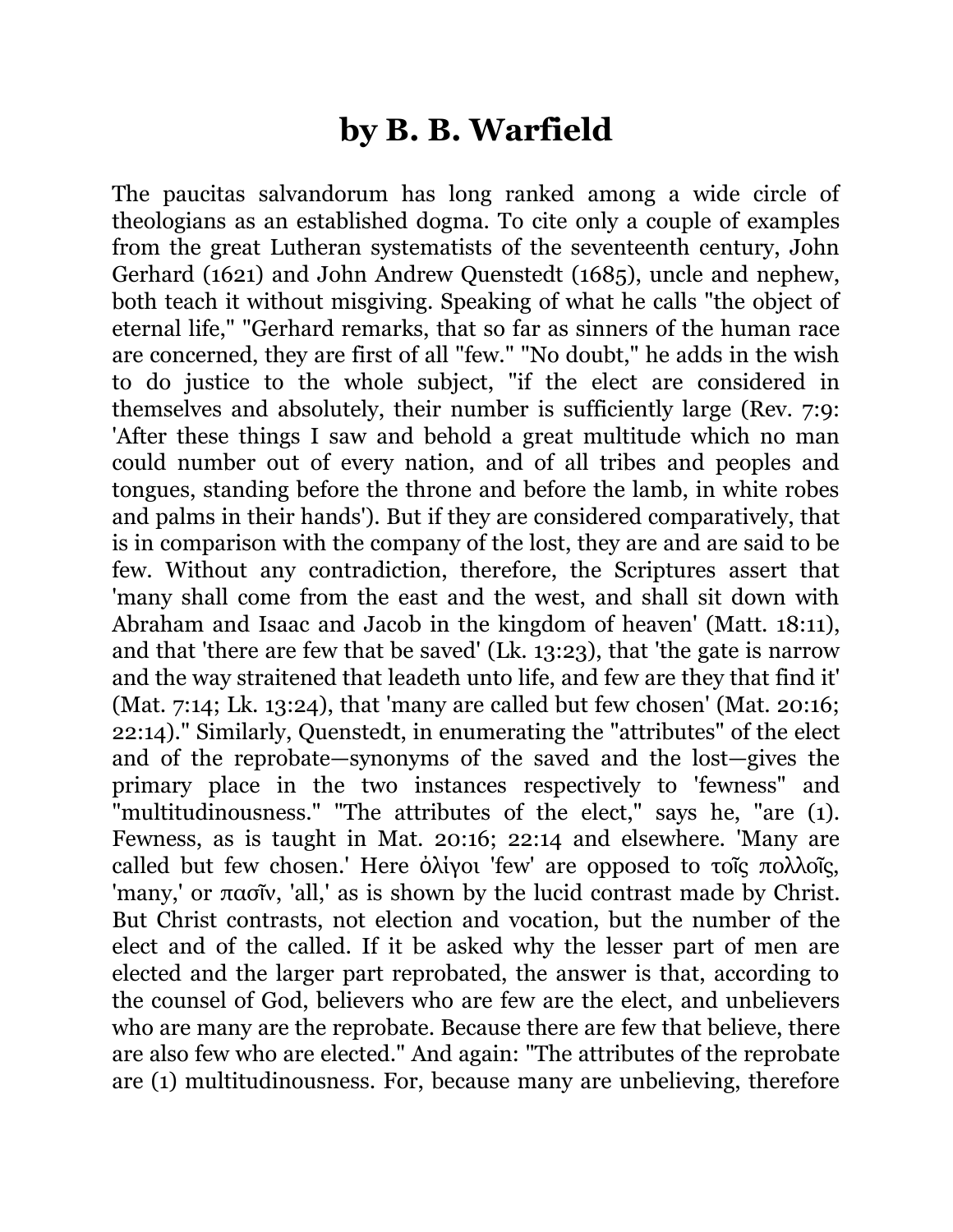# by B. B. Warfield

The paucitas salvandorum has long ranked among a wide circle of theologians as an established dogma. To cite only a couple of examples from the great Lutheran systematists of the seventeenth century, John Gerhard (1621) and John Andrew Quenstedt (1685), uncle and nephew, both teach it without misgiving. Speaking of what he calls "the object of eternal life," "Gerhard remarks, that so far as sinners of the human race are concerned, they are first of all "few." "No doubt," he adds in the wish to do justice to the whole subject, "if the elect are considered in themselves and absolutely, their number is sufficiently large (Rev. 7:9: 'After these things I saw and behold a great multitude which no man could number out of every nation, and of all tribes and peoples and tongues, standing before the throne and before the lamb, in white robes and palms in their hands'). But if they are considered comparatively, that is in comparison with the company of the lost, they are and are said to be few. Without any contradiction, therefore, the Scriptures assert that 'many shall come from the east and the west, and shall sit down with Abraham and Isaac and Jacob in the kingdom of heaven' (Matt. 18:11), and that 'there are few that be saved' (Lk. 13:23), that 'the gate is narrow and the way straitened that leadeth unto life, and few are they that find it' (Mat. 7:14; Lk. 13:24), that 'many are called but few chosen' (Mat. 20:16; 22:14)." Similarly, Quenstedt, in enumerating the "attributes" of the elect and of the reprobate—synonyms of the saved and the lost—gives the primary place in the two instances respectively to 'fewness" and "multitudinousness." "The attributes of the elect," says he, "are (1). Fewness, as is taught in Mat. 20:16; 22:14 and elsewhere. 'Many are called but few chosen.' Here ὀλίγοι 'few' are opposed to τοῖς πολλοῖς, 'many,' or πασῖν, 'all,' as is shown by the lucid contrast made by Christ. But Christ contrasts, not election and vocation, but the number of the elect and of the called. If it be asked why the lesser part of men are elected and the larger part reprobated, the answer is that, according to the counsel of God, believers who are few are the elect, and unbelievers who are many are the reprobate. Because there are few that believe, there are also few who are elected." And again: "The attributes of the reprobate are (1) multitudinousness. For, because many are unbelieving, therefore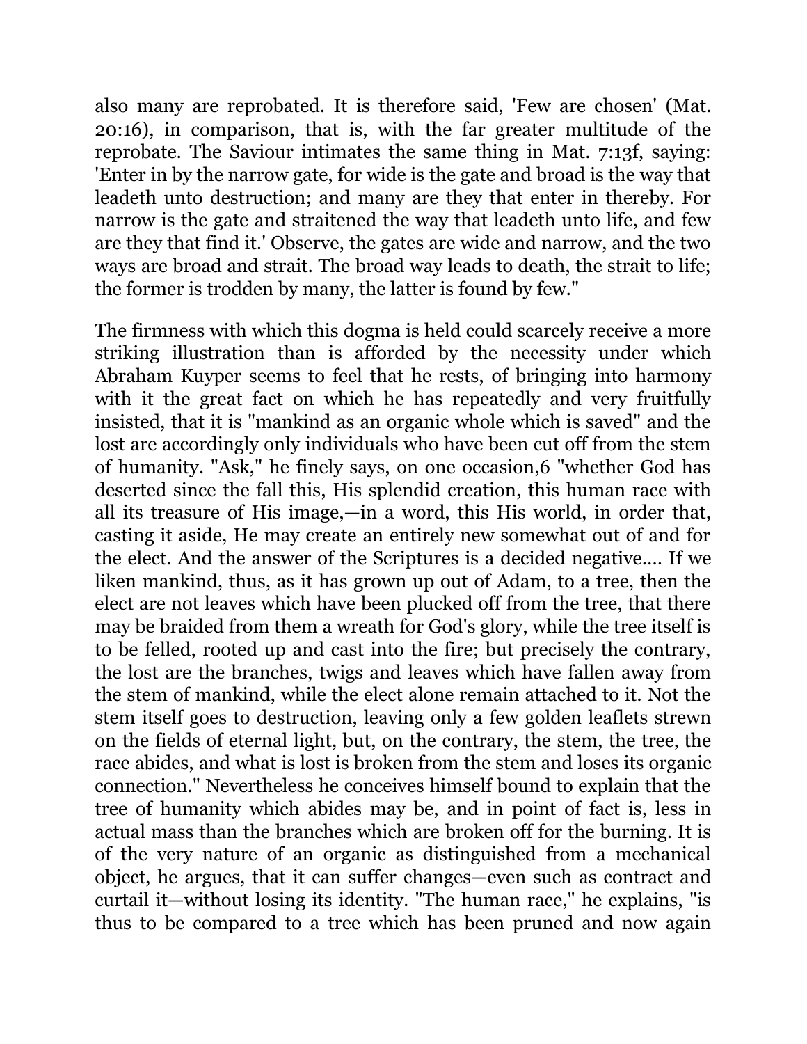also many are reprobated. It is therefore said, 'Few are chosen' (Mat. 20:16), in comparison, that is, with the far greater multitude of the reprobate. The Saviour intimates the same thing in Mat. 7:13f, saying: 'Enter in by the narrow gate, for wide is the gate and broad is the way that leadeth unto destruction; and many are they that enter in thereby. For narrow is the gate and straitened the way that leadeth unto life, and few are they that find it.' Observe, the gates are wide and narrow, and the two ways are broad and strait. The broad way leads to death, the strait to life; the former is trodden by many, the latter is found by few."

The firmness with which this dogma is held could scarcely receive a more striking illustration than is afforded by the necessity under which Abraham Kuyper seems to feel that he rests, of bringing into harmony with it the great fact on which he has repeatedly and very fruitfully insisted, that it is "mankind as an organic whole which is saved" and the lost are accordingly only individuals who have been cut off from the stem of humanity. "Ask," he finely says, on one occasion,6 "whether God has deserted since the fall this, His splendid creation, this human race with all its treasure of His image,—in a word, this His world, in order that, casting it aside, He may create an entirely new somewhat out of and for the elect. And the answer of the Scriptures is a decided negative.... If we liken mankind, thus, as it has grown up out of Adam, to a tree, then the elect are not leaves which have been plucked off from the tree, that there may be braided from them a wreath for God's glory, while the tree itself is to be felled, rooted up and cast into the fire; but precisely the contrary, the lost are the branches, twigs and leaves which have fallen away from the stem of mankind, while the elect alone remain attached to it. Not the stem itself goes to destruction, leaving only a few golden leaflets strewn on the fields of eternal light, but, on the contrary, the stem, the tree, the race abides, and what is lost is broken from the stem and loses its organic connection." Nevertheless he conceives himself bound to explain that the tree of humanity which abides may be, and in point of fact is, less in actual mass than the branches which are broken off for the burning. It is of the very nature of an organic as distinguished from a mechanical object, he argues, that it can suffer changes—even such as contract and curtail it—without losing its identity. "The human race," he explains, "is thus to be compared to a tree which has been pruned and now again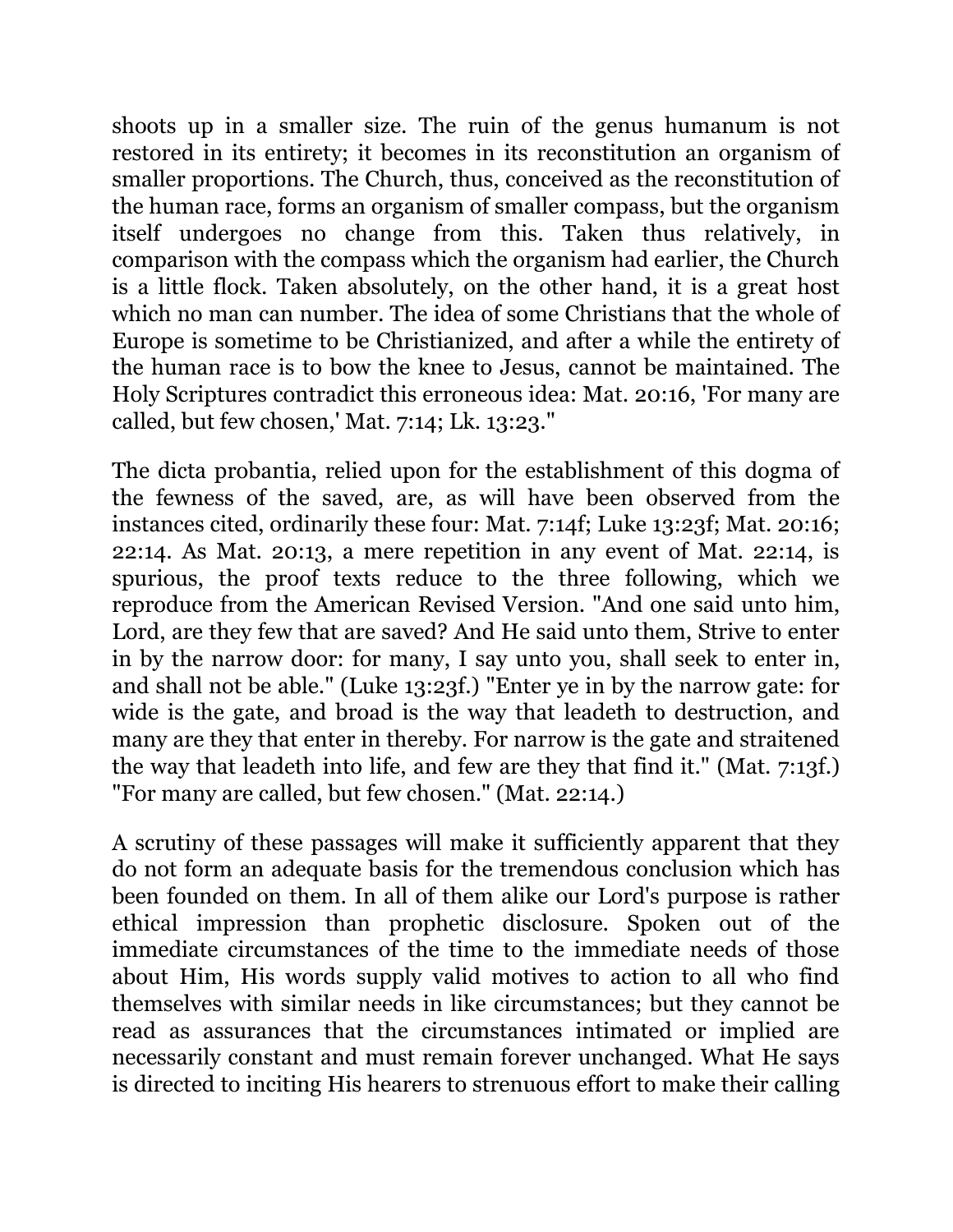shoots up in a smaller size. The ruin of the genus humanum is not restored in its entirety; it becomes in its reconstitution an organism of smaller proportions. The Church, thus, conceived as the reconstitution of the human race, forms an organism of smaller compass, but the organism itself undergoes no change from this. Taken thus relatively, in comparison with the compass which the organism had earlier, the Church is a little flock. Taken absolutely, on the other hand, it is a great host which no man can number. The idea of some Christians that the whole of Europe is sometime to be Christianized, and after a while the entirety of the human race is to bow the knee to Jesus, cannot be maintained. The Holy Scriptures contradict this erroneous idea: Mat. 20:16, 'For many are called, but few chosen,' Mat. 7:14; Lk. 13:23."

The dicta probantia, relied upon for the establishment of this dogma of the fewness of the saved, are, as will have been observed from the instances cited, ordinarily these four: Mat. 7:14f; Luke 13:23f; Mat. 20:16; 22:14. As Mat. 20:13, a mere repetition in any event of Mat. 22:14, is spurious, the proof texts reduce to the three following, which we reproduce from the American Revised Version. "And one said unto him, Lord, are they few that are saved? And He said unto them, Strive to enter in by the narrow door: for many, I say unto you, shall seek to enter in, and shall not be able." (Luke 13:23f.) "Enter ye in by the narrow gate: for wide is the gate, and broad is the way that leadeth to destruction, and many are they that enter in thereby. For narrow is the gate and straitened the way that leadeth into life, and few are they that find it." (Mat. 7:13f.) "For many are called, but few chosen." (Mat. 22:14.)

A scrutiny of these passages will make it sufficiently apparent that they do not form an adequate basis for the tremendous conclusion which has been founded on them. In all of them alike our Lord's purpose is rather ethical impression than prophetic disclosure. Spoken out of the immediate circumstances of the time to the immediate needs of those about Him, His words supply valid motives to action to all who find themselves with similar needs in like circumstances; but they cannot be read as assurances that the circumstances intimated or implied are necessarily constant and must remain forever unchanged. What He says is directed to inciting His hearers to strenuous effort to make their calling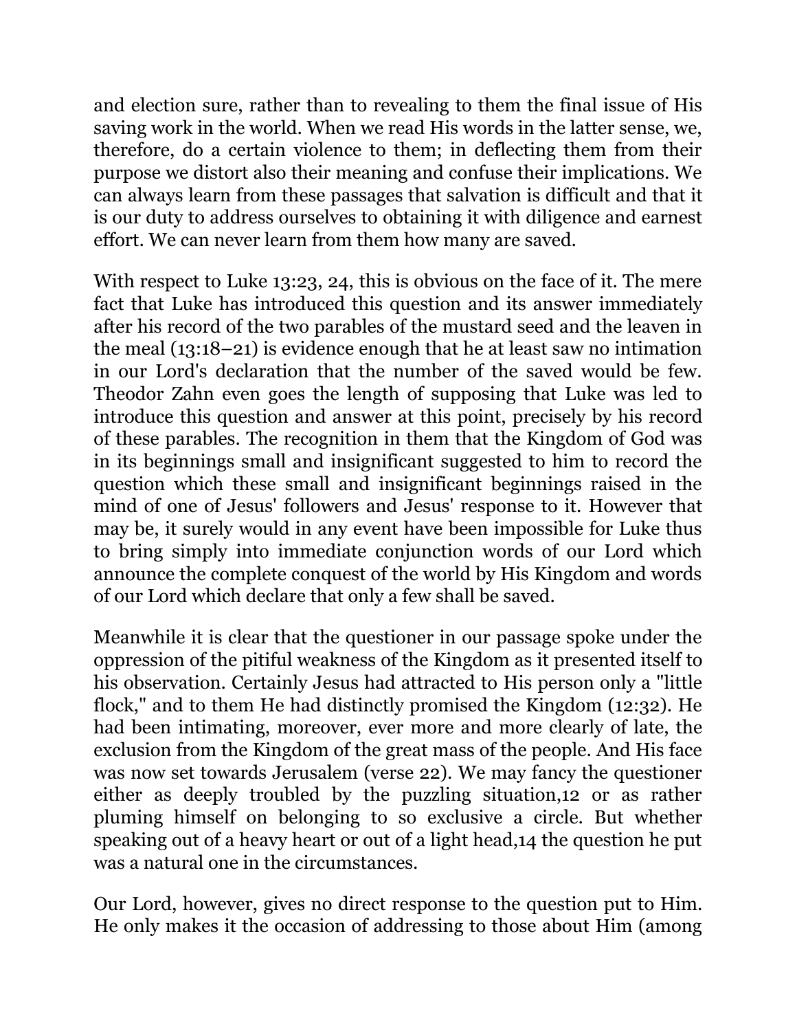and election sure, rather than to revealing to them the final issue of His saving work in the world. When we read His words in the latter sense, we, therefore, do a certain violence to them; in deflecting them from their purpose we distort also their meaning and confuse their implications. We can always learn from these passages that salvation is difficult and that it is our duty to address ourselves to obtaining it with diligence and earnest effort. We can never learn from them how many are saved.

With respect to Luke 13:23, 24, this is obvious on the face of it. The mere fact that Luke has introduced this question and its answer immediately after his record of the two parables of the mustard seed and the leaven in the meal (13:18–21) is evidence enough that he at least saw no intimation in our Lord's declaration that the number of the saved would be few. Theodor Zahn even goes the length of supposing that Luke was led to introduce this question and answer at this point, precisely by his record of these parables. The recognition in them that the Kingdom of God was in its beginnings small and insignificant suggested to him to record the question which these small and insignificant beginnings raised in the mind of one of Jesus' followers and Jesus' response to it. However that may be, it surely would in any event have been impossible for Luke thus to bring simply into immediate conjunction words of our Lord which announce the complete conquest of the world by His Kingdom and words of our Lord which declare that only a few shall be saved.

Meanwhile it is clear that the questioner in our passage spoke under the oppression of the pitiful weakness of the Kingdom as it presented itself to his observation. Certainly Jesus had attracted to His person only a "little flock," and to them He had distinctly promised the Kingdom (12:32). He had been intimating, moreover, ever more and more clearly of late, the exclusion from the Kingdom of the great mass of the people. And His face was now set towards Jerusalem (verse 22). We may fancy the questioner either as deeply troubled by the puzzling situation,[12] or as rather pluming himself on belonging to so exclusive a circle. But whether speaking out of a heavy heart or out of a light head,[14] the question he put was a natural one in the circumstances.

Our Lord, however, gives no direct response to the question put to Him. He only makes it the occasion of addressing to those about Him (among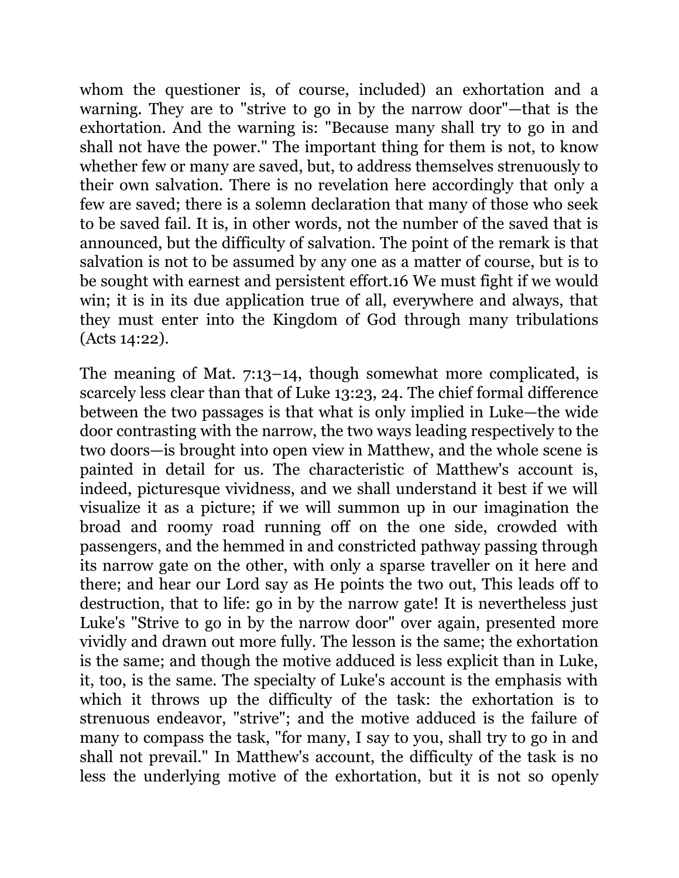whom the questioner is, of course, included) an exhortation and a warning. They are to "strive to go in by the narrow door"—that is the exhortation. And the warning is: "Because many shall try to go in and shall not have the power." The important thing for them is not, to know whether few or many are saved, but, to address themselves strenuously to their own salvation. There is no revelation here accordingly that only a few are saved; there is a solemn declaration that many of those who seek to be saved fail. It is, in other words, not the number of the saved that is announced, but the difficulty of salvation. The point of the remark is that salvation is not to be assumed by any one as a matter of course, but is to be sought with earnest and persistent effort.[16] We must fight if we would win; it is in its due application true of all, everywhere and always, that they must enter into the Kingdom of God through many tribulations (Acts 14:22).

The meaning of Mat. 7:13–14, though somewhat more complicated, is scarcely less clear than that of Luke 13:23, 24. The chief formal difference between the two passages is that what is only implied in Luke—the wide door contrasting with the narrow, the two ways leading respectively to the two doors—is brought into open view in Matthew, and the whole scene is painted in detail for us. The characteristic of Matthew's account is, indeed, picturesque vividness, and we shall understand it best if we will visualize it as a picture; if we will summon up in our imagination the broad and roomy road running off on the one side, crowded with passengers, and the hemmed in and constricted pathway passing through its narrow gate on the other, with only a sparse traveller on it here and there; and hear our Lord say as He points the two out, This leads off to destruction, that to life: go in by the narrow gate! It is nevertheless just Luke's "Strive to go in by the narrow door" over again, presented more vividly and drawn out more fully. The lesson is the same; the exhortation is the same; and though the motive adduced is less explicit than in Luke, it, too, is the same. The specialty of Luke's account is the emphasis with which it throws up the difficulty of the task: the exhortation is to strenuous endeavor, "strive"; and the motive adduced is the failure of many to compass the task, "for many, I say to you, shall try to go in and shall not prevail." In Matthew's account, the difficulty of the task is no less the underlying motive of the exhortation, but it is not so openly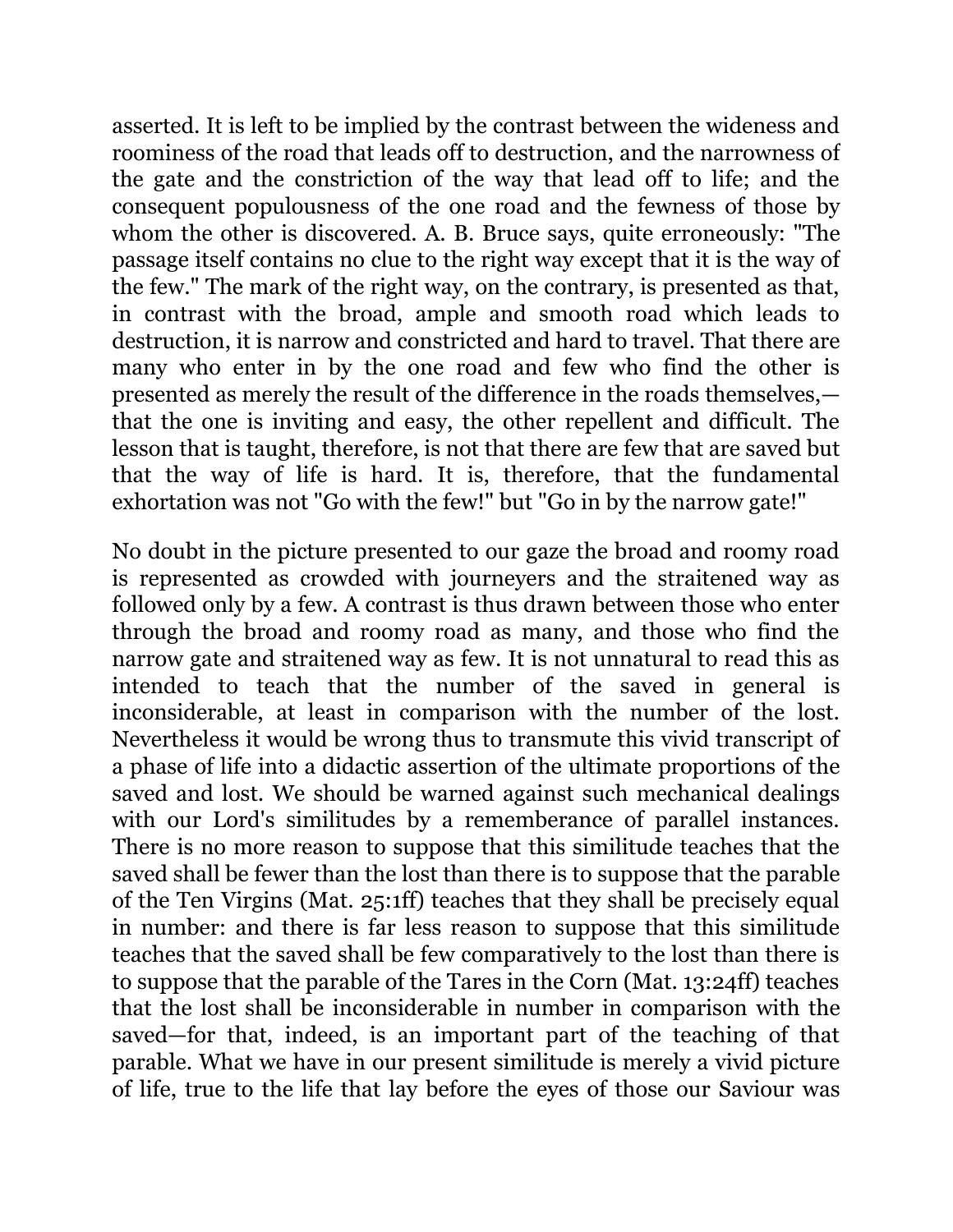asserted. It is left to be implied by the contrast between the wideness and roominess of the road that leads off to destruction, and the narrowness of the gate and the constriction of the way that lead off to life; and the consequent populousness of the one road and the fewness of those by whom the other is discovered. A. B. Bruce says, quite erroneously: "The passage itself contains no clue to the right way except that it is the way of the few." The mark of the right way, on the contrary, is presented as that, in contrast with the broad, ample and smooth road which leads to destruction, it is narrow and constricted and hard to travel. That there are many who enter in by the one road and few who find the other is presented as merely the result of the difference in the roads themselves,—that the one is inviting and easy, the other repellent and difficult. The lesson that is taught, therefore, is not that there are few that are saved but that the way of life is hard. It is, therefore, that the fundamental exhortation was not "Go with the few!" but "Go in by the narrow gate!"

No doubt in the picture presented to our gaze the broad and roomy road is represented as crowded with journeyers and the straitened way as followed only by a few. A contrast is thus drawn between those who enter through the broad and roomy road as many, and those who find the narrow gate and straitened way as few. It is not unnatural to read this as intended to teach that the number of the saved in general is inconsiderable, at least in comparison with the number of the lost. Nevertheless it would be wrong thus to transmute this vivid transcript of a phase of life into a didactic assertion of the ultimate proportions of the saved and lost. We should be warned against such mechanical dealings with our Lord's similitudes by a rememberance of parallel instances. There is no more reason to suppose that this similitude teaches that the saved shall be fewer than the lost than there is to suppose that the parable of the Ten Virgins (Mat. 25:1ff) teaches that they shall be precisely equal in number: and there is far less reason to suppose that this similitude teaches that the saved shall be few comparatively to the lost than there is to suppose that the parable of the Tares in the Corn (Mat. 13:24ff) teaches that the lost shall be inconsiderable in number in comparison with the saved—for that, indeed, is an important part of the teaching of that parable. What we have in our present similitude is merely a vivid picture of life, true to the life that lay before the eyes of those our Saviour was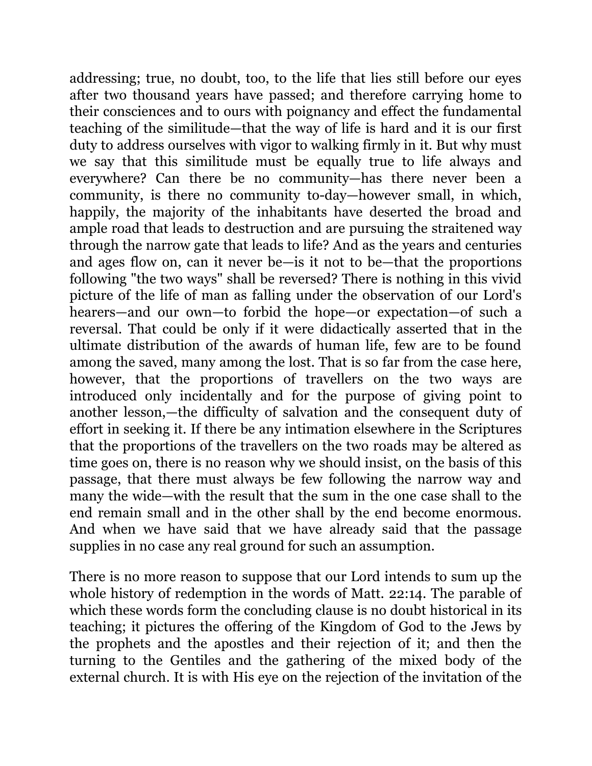addressing; true, no doubt, too, to the life that lies still before our eyes after two thousand years have passed; and therefore carrying home to their consciences and to ours with poignancy and effect the fundamental teaching of the similitude—that the way of life is hard and it is our first duty to address ourselves with vigor to walking firmly in it. But why must we say that this similitude must be equally true to life always and everywhere? Can there be no community—has there never been a community, is there no community to-day—however small, in which, happily, the majority of the inhabitants have deserted the broad and ample road that leads to destruction and are pursuing the straitened way through the narrow gate that leads to life? And as the years and centuries and ages flow on, can it never be—is it not to be—that the proportions following "the two ways" shall be reversed? There is nothing in this vivid picture of the life of man as falling under the observation of our Lord's hearers—and our own—to forbid the hope—or expectation—of such a reversal. That could be only if it were didactically asserted that in the ultimate distribution of the awards of human life, few are to be found among the saved, many among the lost. That is so far from the case here, however, that the proportions of travellers on the two ways are introduced only incidentally and for the purpose of giving point to another lesson,—the difficulty of salvation and the consequent duty of effort in seeking it. If there be any intimation elsewhere in the Scriptures that the proportions of the travellers on the two roads may be altered as time goes on, there is no reason why we should insist, on the basis of this passage, that there must always be few following the narrow way and many the wide—with the result that the sum in the one case shall to the end remain small and in the other shall by the end become enormous. And when we have said that we have already said that the passage supplies in no case any real ground for such an assumption.

There is no more reason to suppose that our Lord intends to sum up the whole history of redemption in the words of Matt. 22:14. The parable of which these words form the concluding clause is no doubt historical in its teaching; it pictures the offering of the Kingdom of God to the Jews by the prophets and the apostles and their rejection of it; and then the turning to the Gentiles and the gathering of the mixed body of the external church. It is with His eye on the rejection of the invitation of the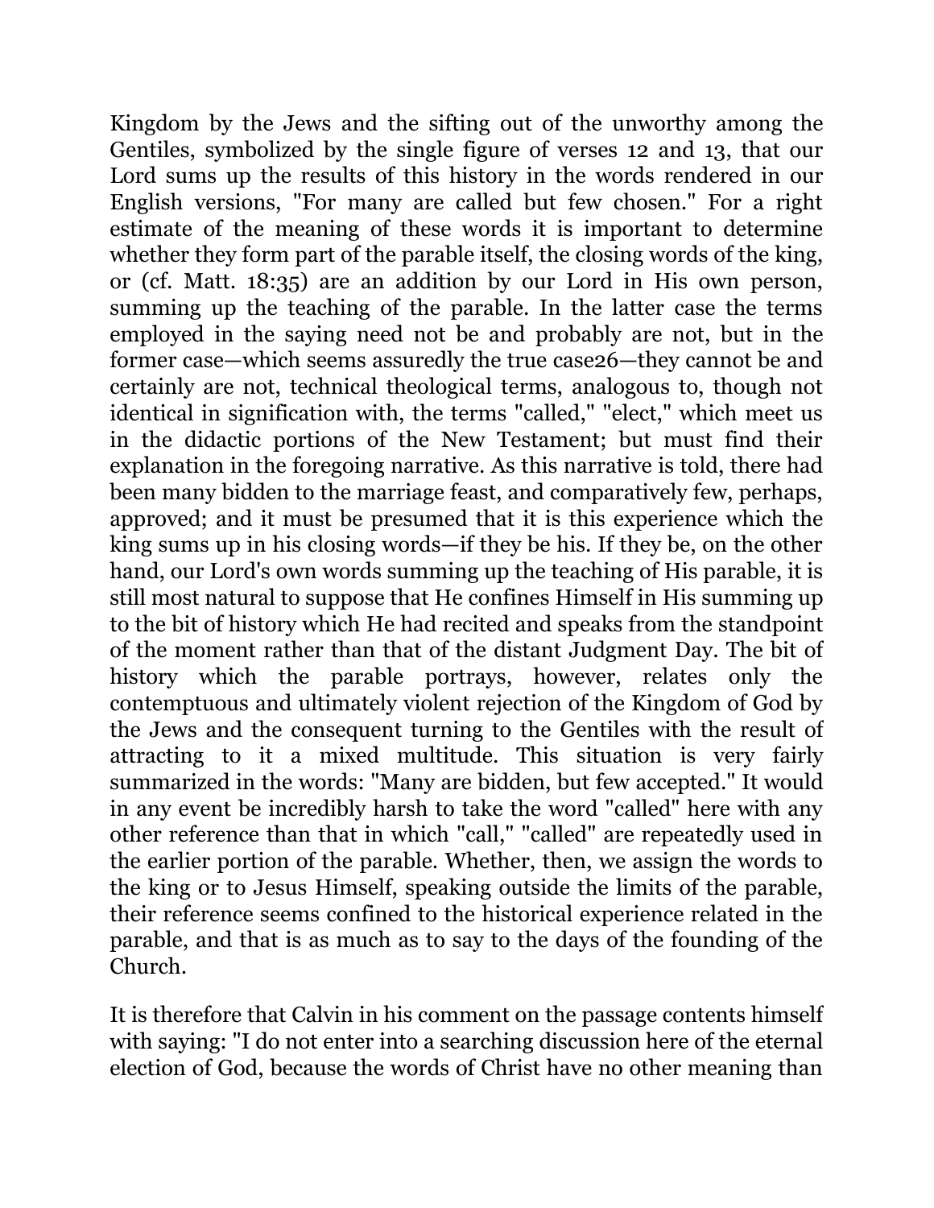Kingdom by the Jews and the sifting out of the unworthy among the Gentiles, symbolized by the single figure of verses 12 and 13, that our Lord sums up the results of this history in the words rendered in our English versions, "For many are called but few chosen." For a right estimate of the meaning of these words it is important to determine whether they form part of the parable itself, the closing words of the king, or (cf. Matt. 18:35) are an addition by our Lord in His own person, summing up the teaching of the parable. In the latter case the terms employed in the saying need not be and probably are not, but in the former case—which seems assuredly the true case26—they cannot be and certainly are not, technical theological terms, analogous to, though not identical in signification with, the terms "called," "elect," which meet us in the didactic portions of the New Testament; but must find their explanation in the foregoing narrative. As this narrative is told, there had been many bidden to the marriage feast, and comparatively few, perhaps, approved; and it must be presumed that it is this experience which the king sums up in his closing words—if they be his. If they be, on the other hand, our Lord's own words summing up the teaching of His parable, it is still most natural to suppose that He confines Himself in His summing up to the bit of history which He had recited and speaks from the standpoint of the moment rather than that of the distant Judgment Day. The bit of history which the parable portrays, however, relates only the contemptuous and ultimately violent rejection of the Kingdom of God by the Jews and the consequent turning to the Gentiles with the result of attracting to it a mixed multitude. This situation is very fairly summarized in the words: "Many are bidden, but few accepted." It would in any event be incredibly harsh to take the word "called" here with any other reference than that in which "call," "called" are repeatedly used in the earlier portion of the parable. Whether, then, we assign the words to the king or to Jesus Himself, speaking outside the limits of the parable, their reference seems confined to the historical experience related in the parable, and that is as much as to say to the days of the founding of the Church.

It is therefore that Calvin in his comment on the passage contents himself with saying: "I do not enter into a searching discussion here of the eternal election of God, because the words of Christ have no other meaning than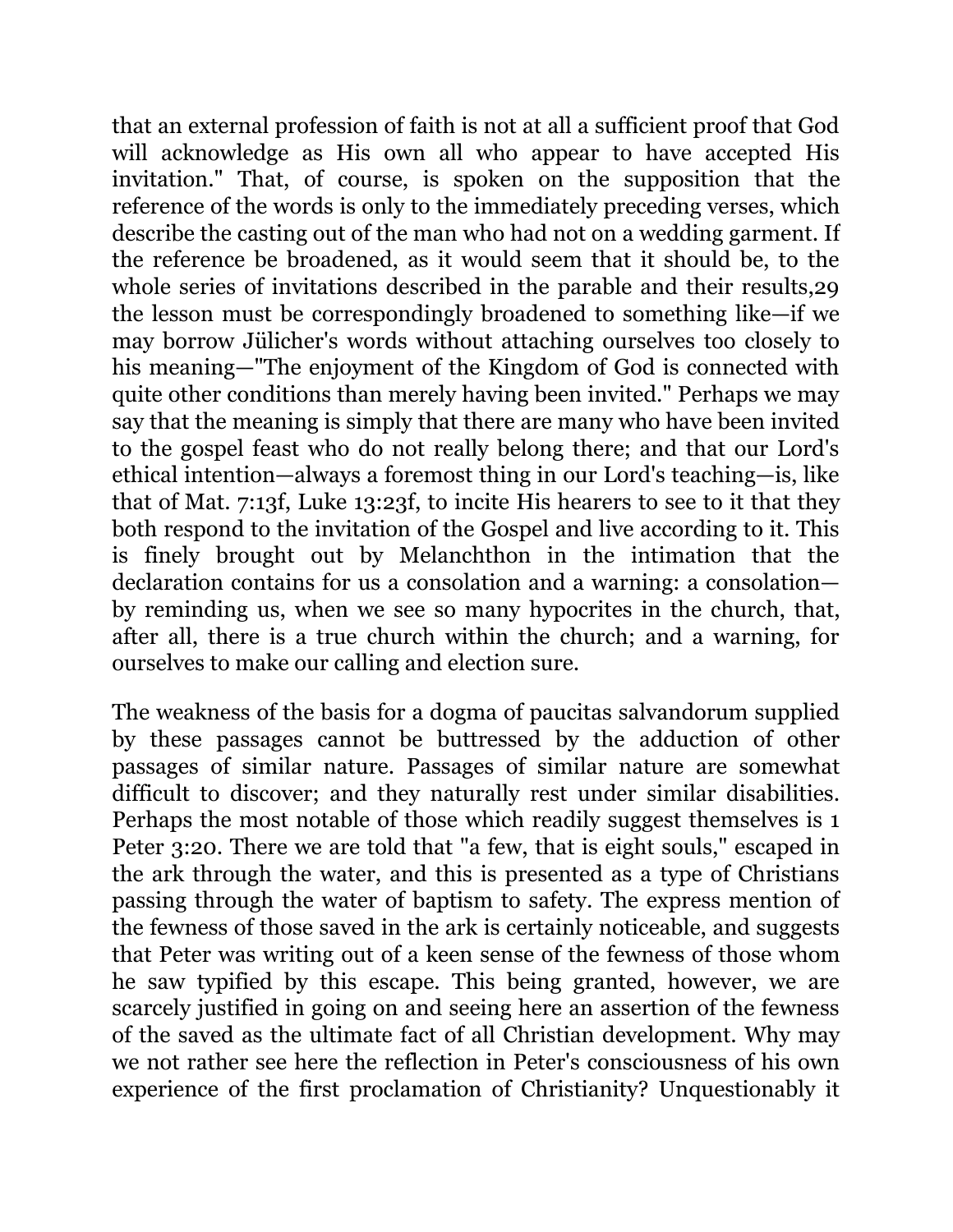that an external profession of faith is not at all a sufficient proof that God will acknowledge as His own all who appear to have accepted His invitation." That, of course, is spoken on the supposition that the reference of the words is only to the immediately preceding verses, which describe the casting out of the man who had not on a wedding garment. If the reference be broadened, as it would seem that it should be, to the whole series of invitations described in the parable and their results,29 the lesson must be correspondingly broadened to something like—if we may borrow Jülicher's words without attaching ourselves too closely to his meaning—"The enjoyment of the Kingdom of God is connected with quite other conditions than merely having been invited." Perhaps we may say that the meaning is simply that there are many who have been invited to the gospel feast who do not really belong there; and that our Lord's ethical intention—always a foremost thing in our Lord's teaching—is, like that of Mat. 7:13f, Luke 13:23f, to incite His hearers to see to it that they both respond to the invitation of the Gospel and live according to it. This is finely brought out by Melanchthon in the intimation that the declaration contains for us a consolation and a warning: a consolation—by reminding us, when we see so many hypocrites in the church, that, after all, there is a true church within the church; and a warning, for ourselves to make our calling and election sure.

The weakness of the basis for a dogma of paucitas salvandorum supplied by these passages cannot be buttressed by the adduction of other passages of similar nature. Passages of similar nature are somewhat difficult to discover; and they naturally rest under similar disabilities. Perhaps the most notable of those which readily suggest themselves is 1 Peter 3:20. There we are told that "a few, that is eight souls," escaped in the ark through the water, and this is presented as a type of Christians passing through the water of baptism to safety. The express mention of the fewness of those saved in the ark is certainly noticeable, and suggests that Peter was writing out of a keen sense of the fewness of those whom he saw typified by this escape. This being granted, however, we are scarcely justified in going on and seeing here an assertion of the fewness of the saved as the ultimate fact of all Christian development. Why may we not rather see here the reflection in Peter's consciousness of his own experience of the first proclamation of Christianity? Unquestionably it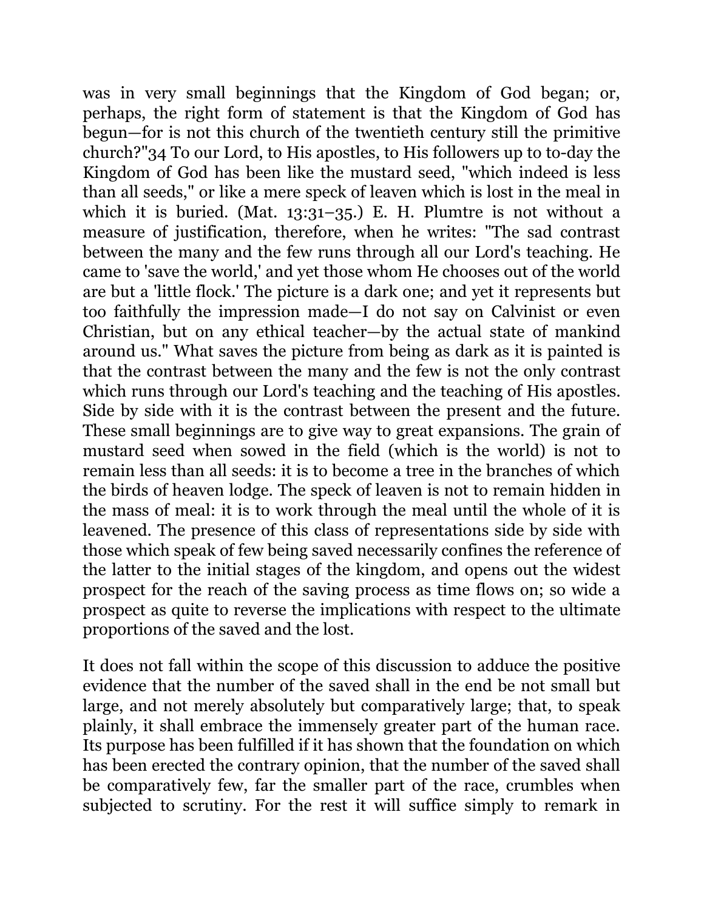was in very small beginnings that the Kingdom of God began; or, perhaps, the right form of statement is that the Kingdom of God has begun—for is not this church of the twentieth century still the primitive church?"34 To our Lord, to His apostles, to His followers up to to-day the Kingdom of God has been like the mustard seed, "which indeed is less than all seeds," or like a mere speck of leaven which is lost in the meal in which it is buried. (Mat. 13:31–35.) E. H. Plumtre is not without a measure of justification, therefore, when he writes: "The sad contrast between the many and the few runs through all our Lord's teaching. He came to 'save the world,' and yet those whom He chooses out of the world are but a 'little flock.' The picture is a dark one; and yet it represents but too faithfully the impression made—I do not say on Calvinist or even Christian, but on any ethical teacher—by the actual state of mankind around us." What saves the picture from being as dark as it is painted is that the contrast between the many and the few is not the only contrast which runs through our Lord's teaching and the teaching of His apostles. Side by side with it is the contrast between the present and the future. These small beginnings are to give way to great expansions. The grain of mustard seed when sowed in the field (which is the world) is not to remain less than all seeds: it is to become a tree in the branches of which the birds of heaven lodge. The speck of leaven is not to remain hidden in the mass of meal: it is to work through the meal until the whole of it is leavened. The presence of this class of representations side by side with those which speak of few being saved necessarily confines the reference of the latter to the initial stages of the kingdom, and opens out the widest prospect for the reach of the saving process as time flows on; so wide a prospect as quite to reverse the implications with respect to the ultimate proportions of the saved and the lost.

It does not fall within the scope of this discussion to adduce the positive evidence that the number of the saved shall in the end be not small but large, and not merely absolutely but comparatively large; that, to speak plainly, it shall embrace the immensely greater part of the human race. Its purpose has been fulfilled if it has shown that the foundation on which has been erected the contrary opinion, that the number of the saved shall be comparatively few, far the smaller part of the race, crumbles when subjected to scrutiny. For the rest it will suffice simply to remark in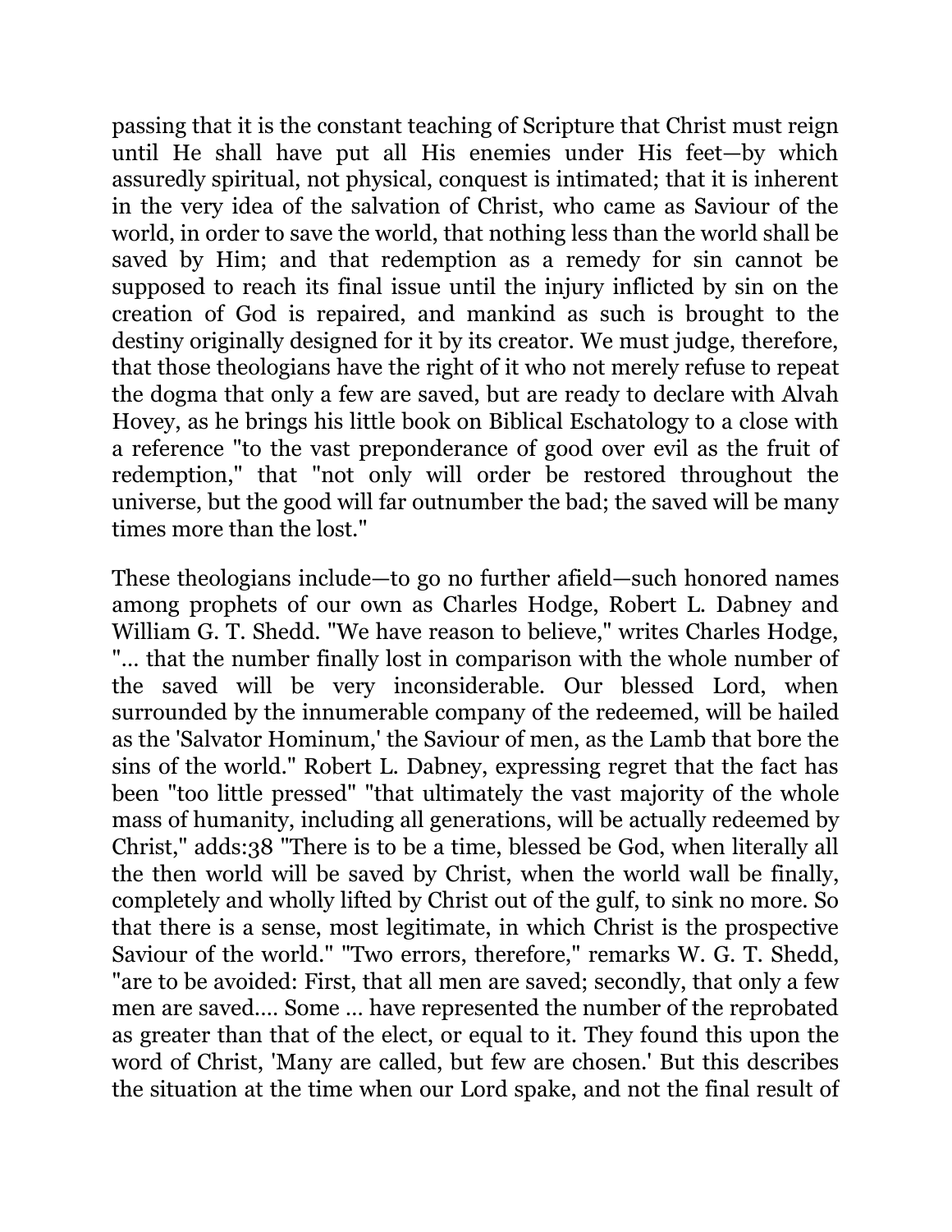passing that it is the constant teaching of Scripture that Christ must reign until He shall have put all His enemies under His feet—by which assuredly spiritual, not physical, conquest is intimated; that it is inherent in the very idea of the salvation of Christ, who came as Saviour of the world, in order to save the world, that nothing less than the world shall be saved by Him; and that redemption as a remedy for sin cannot be supposed to reach its final issue until the injury inflicted by sin on the creation of God is repaired, and mankind as such is brought to the destiny originally designed for it by its creator. We must judge, therefore, that those theologians have the right of it who not merely refuse to repeat the dogma that only a few are saved, but are ready to declare with Alvah Hovey, as he brings his little book on Biblical Eschatology to a close with a reference "to the vast preponderance of good over evil as the fruit of redemption," that "not only will order be restored throughout the universe, but the good will far outnumber the bad; the saved will be many times more than the lost."

These theologians include—to go no further afield—such honored names among prophets of our own as Charles Hodge, Robert L. Dabney and William G. T. Shedd. "We have reason to believe," writes Charles Hodge, "... that the number finally lost in comparison with the whole number of the saved will be very inconsiderable. Our blessed Lord, when surrounded by the innumerable company of the redeemed, will be hailed as the 'Salvator Hominum,' the Saviour of men, as the Lamb that bore the sins of the world." Robert L. Dabney, expressing regret that the fact has been "too little pressed" "that ultimately the vast majority of the whole mass of humanity, including all generations, will be actually redeemed by Christ," adds:38 "There is to be a time, blessed be God, when literally all the then world will be saved by Christ, when the world wall be finally, completely and wholly lifted by Christ out of the gulf, to sink no more. So that there is a sense, most legitimate, in which Christ is the prospective Saviour of the world." "Two errors, therefore," remarks W. G. T. Shedd, "are to be avoided: First, that all men are saved; secondly, that only a few men are saved.... Some ... have represented the number of the reprobated as greater than that of the elect, or equal to it. They found this upon the word of Christ, 'Many are called, but few are chosen.' But this describes the situation at the time when our Lord spake, and not the final result of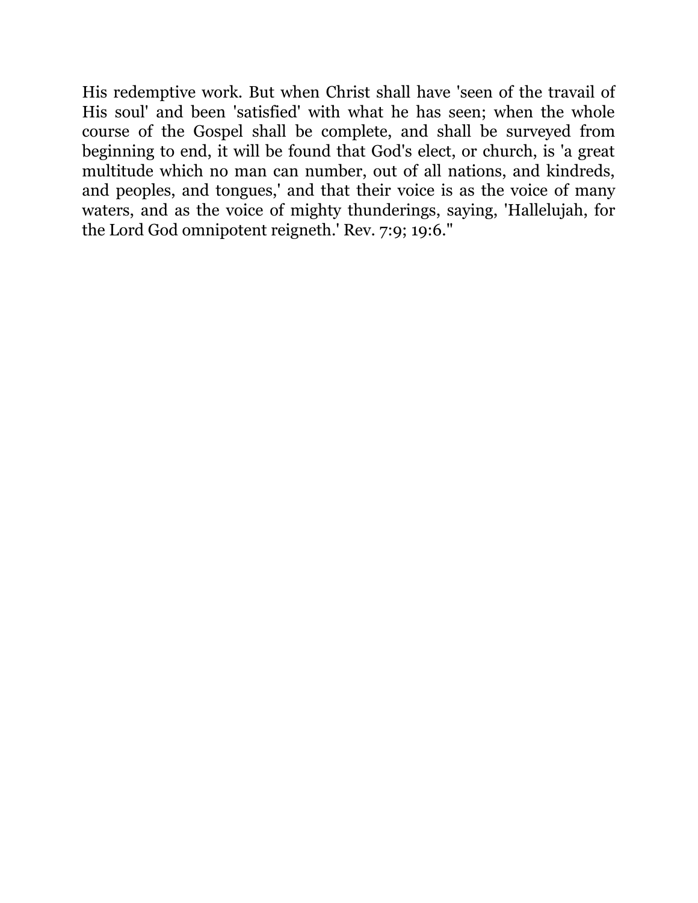His redemptive work. But when Christ shall have 'seen of the travail of His soul' and been 'satisfied' with what he has seen; when the whole course of the Gospel shall be complete, and shall be surveyed from beginning to end, it will be found that God's elect, or church, is 'a great multitude which no man can number, out of all nations, and kindreds, and peoples, and tongues,' and that their voice is as the voice of many waters, and as the voice of mighty thunderings, saying, 'Hallelujah, for the Lord God omnipotent reigneth.' Rev. 7:9; 19:6."